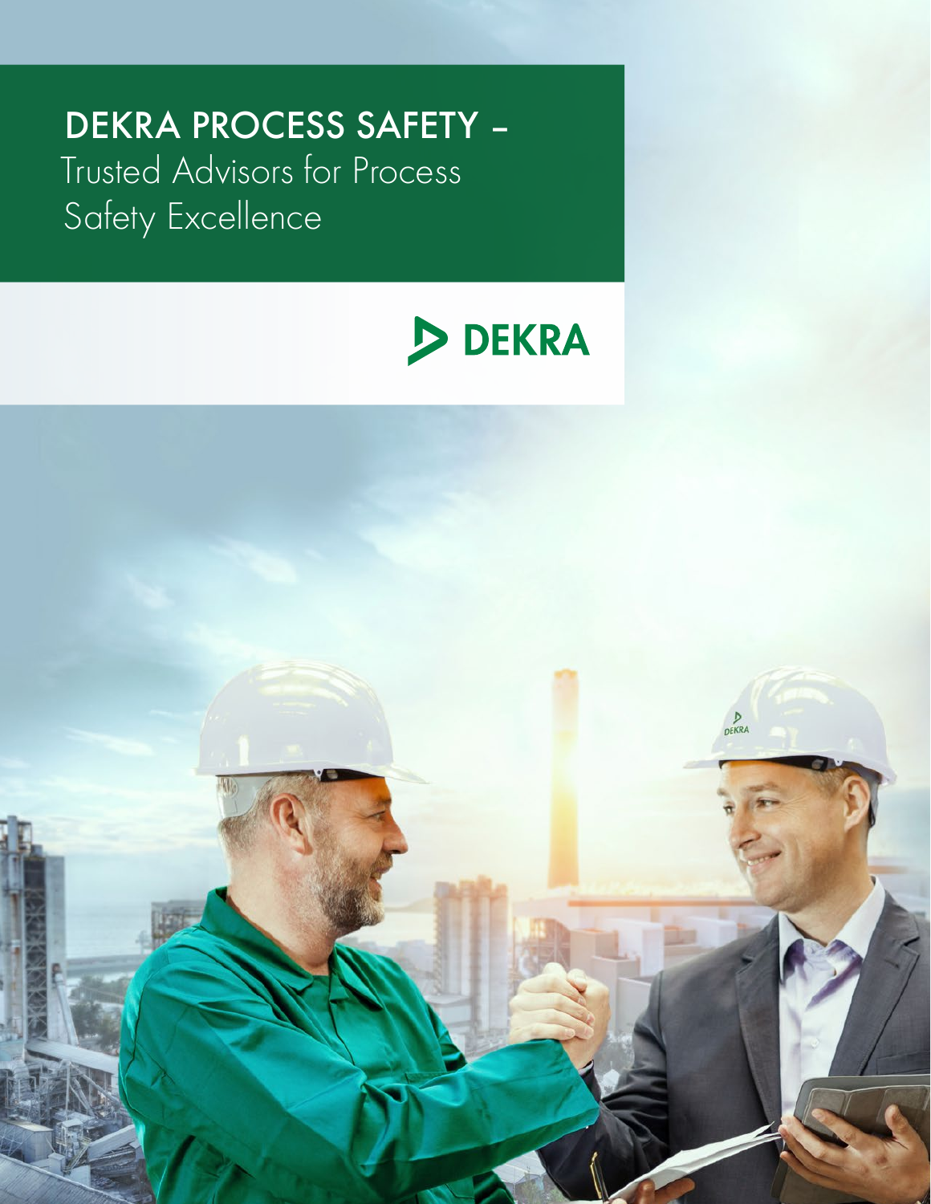# DEKRA PROCESS SAFETY – Trusted Advisors for Process Safety Excellence

DEKRA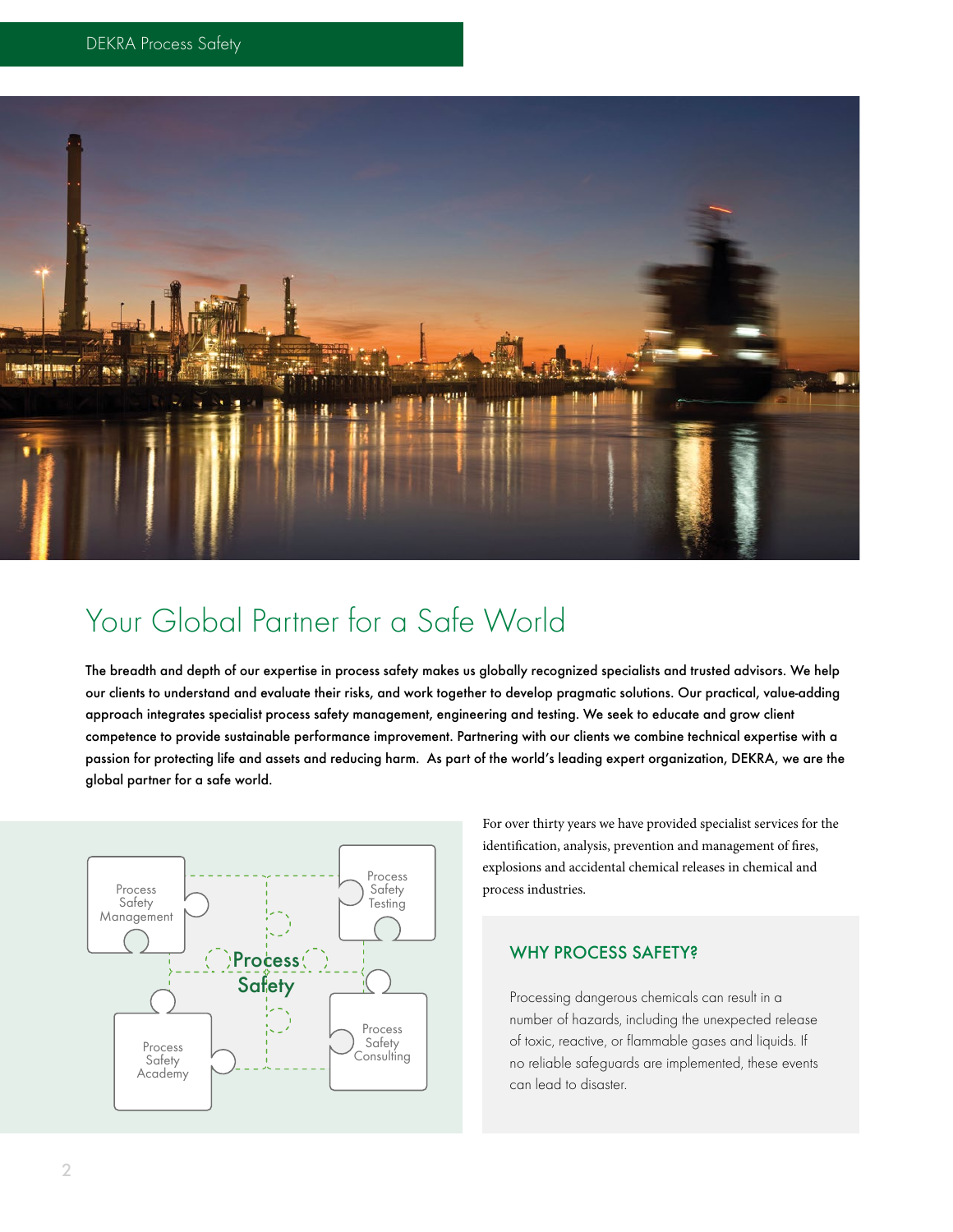# Your Global Partner for a Safe World

**The breadth and depth of our expertise in process safety makes us globally recognized specialists and trusted advisors. We help our clients to understand and evaluate their risks, and work together to develop pragmatic solutions. Our practical, value-adding approach integrates specialist process safety management, engineering and testing. We seek to educate and grow client competence to provide sustainable performance improvement. Partnering with our clients we combine technical expertise with a passion for protecting life and assets and reducing harm. As part of the world's leading expert organization, DEKRA, we are the global partner for a safe world.**

Process Safety Management

Process Safety Testing

Process Safety

Process Safety Academy

Process Safety Consulting

For over thirty years we have provided specialist services for the identification, analysis, prevention and management of fires, explosions and accidental chemical releases in chemical and process industries.

## WHY PROCESS SAFETY?

Processing dangerous chemicals can result in a number of hazards, including the unexpected release of toxic, reactive, or flammable gases and liquids. If no reliable safeguards are implemented, these events can lead to disaster.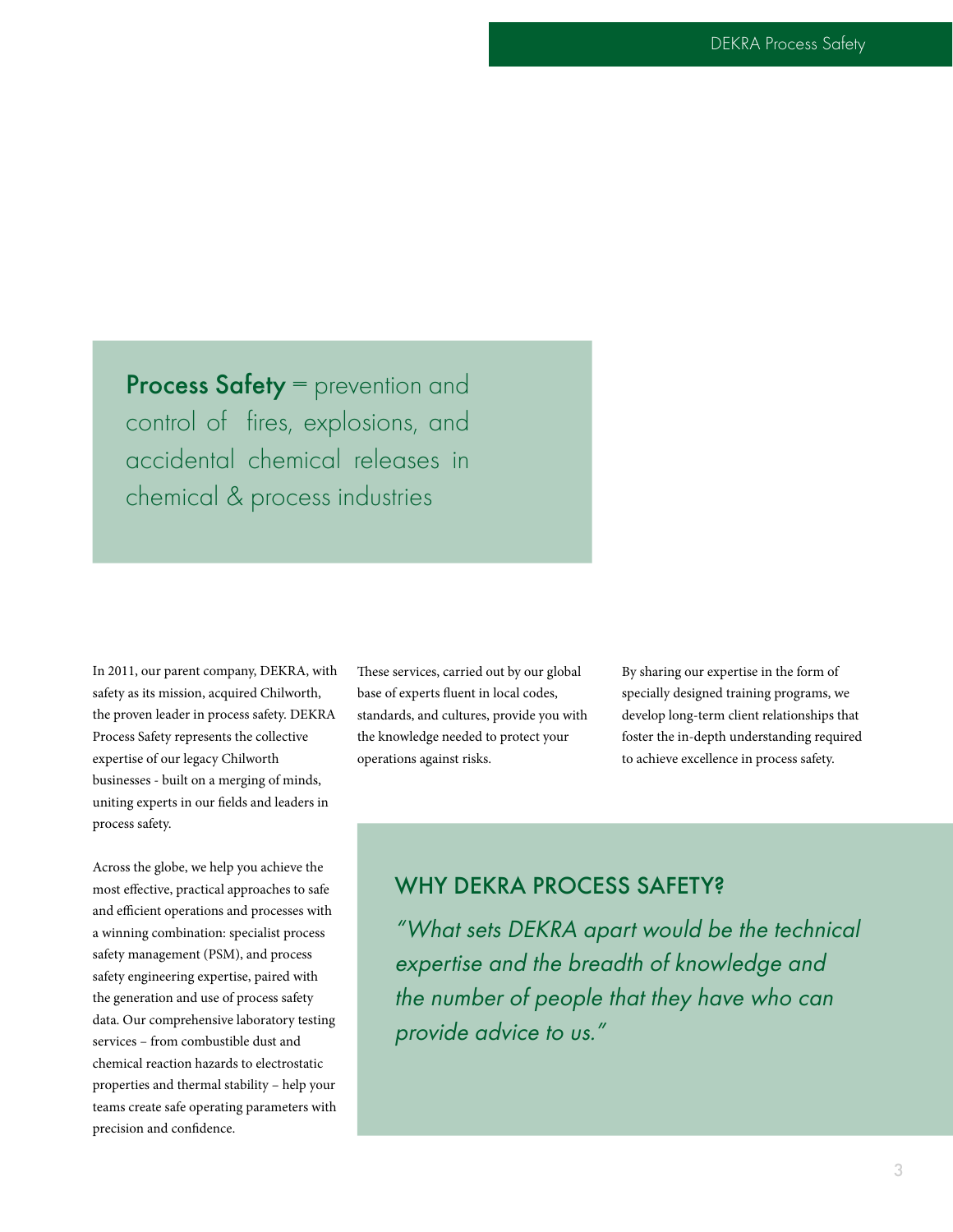**Process Safety** = prevention and control of fires, explosions, and accidental chemical releases in chemical & process industries

In 2011, our parent company, DEKRA, with safety as its mission, acquired Chilworth, the proven leader in process safety. DEKRA Process Safety represents the collective expertise of our legacy Chilworth businesses - built on a merging of minds, uniting experts in our fields and leaders in process safety.

Across the globe, we help you achieve the most effective, practical approaches to safe and efficient operations and processes with a winning combination: specialist process safety management (PSM), and process safety engineering expertise, paired with the generation and use of process safety data. Our comprehensive laboratory testing services – from combustible dust and chemical reaction hazards to electrostatic properties and thermal stability – help your teams create safe operating parameters with precision and confidence.

These services, carried out by our global base of experts fluent in local codes, standards, and cultures, provide you with the knowledge needed to protect your operations against risks.

By sharing our expertise in the form of specially designed training programs, we develop long-term client relationships that foster the in-depth understanding required to achieve excellence in process safety.

## WHY DEKRA PROCESS SAFETY?

*"What sets DEKRA apart would be the technical expertise and the breadth of knowledge and the number of people that they have who can provide advice to us."*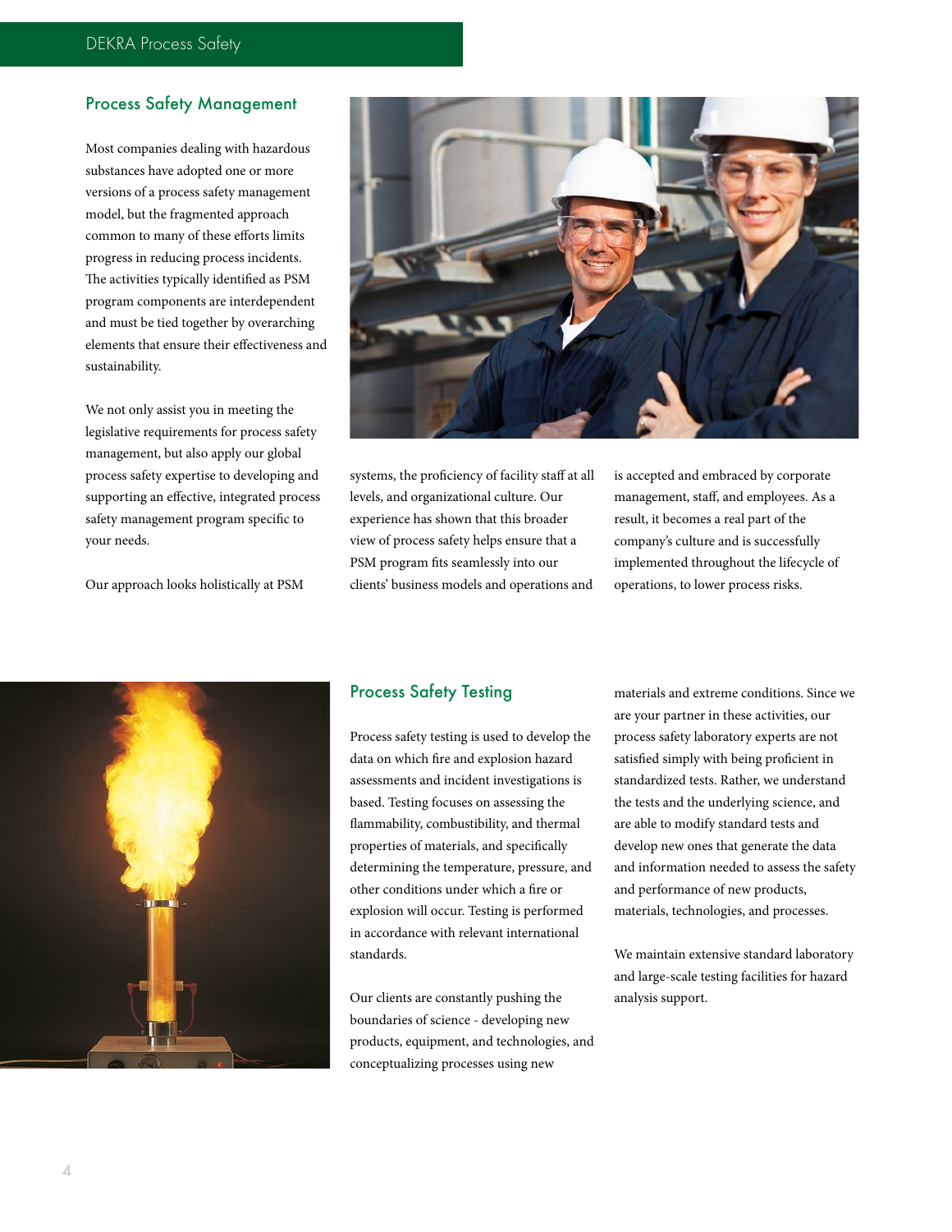## Process Safety Management

Most companies dealing with hazardous substances have adopted one or more versions of a process safety management model, but the fragmented approach common to many of these efforts limits progress in reducing process incidents. The activities typically identified as PSM program components are interdependent and must be tied together by overarching elements that ensure their effectiveness and sustainability.

We not only assist you in meeting the legislative requirements for process safety management, but also apply our global process safety expertise to developing and supporting an effective, integrated process safety management program specific to your needs.

Our approach looks holistically at PSM systems, the proficiency of facility staff at all levels, and organizational culture. Our experience has shown that this broader view of process safety helps ensure that a PSM program fits seamlessly into our clients' business models and operations and is accepted and embraced by corporate management, staff, and employees. As a result, it becomes a real part of the company's culture and is successfully implemented throughout the lifecycle of operations, to lower process risks.

## Process Safety Testing

Process safety testing is used to develop the data on which fire and explosion hazard assessments and incident investigations is based. Testing focuses on assessing the flammability, combustibility, and thermal properties of materials, and specifically determining the temperature, pressure, and other conditions under which a fire or explosion will occur. Testing is performed in accordance with relevant international standards.

Our clients are constantly pushing the boundaries of science - developing new products, equipment, and technologies, and conceptualizing processes using new materials and extreme conditions. Since we are your partner in these activities, our process safety laboratory experts are not satisfied simply with being proficient in standardized tests. Rather, we understand the tests and the underlying science, and are able to modify standard tests and develop new ones that generate the data and information needed to assess the safety and performance of new products, materials, technologies, and processes.

We maintain extensive standard laboratory and large-scale testing facilities for hazard analysis support.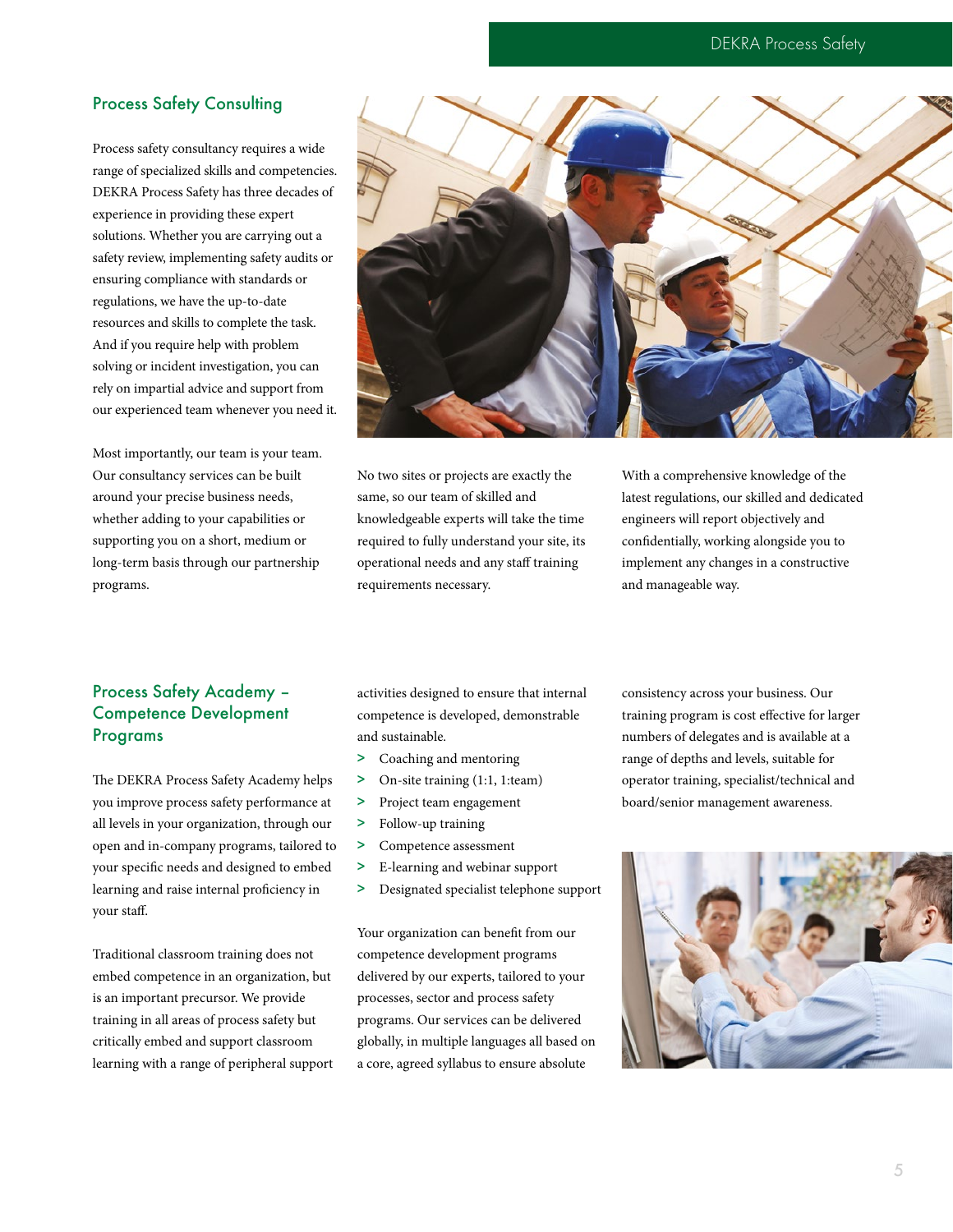## Process Safety Consulting

Process safety consultancy requires a wide range of specialized skills and competencies. DEKRA Process Safety has three decades of experience in providing these expert solutions. Whether you are carrying out a safety review, implementing safety audits or ensuring compliance with standards or regulations, we have the up-to-date resources and skills to complete the task. And if you require help with problem solving or incident investigation, you can rely on impartial advice and support from our experienced team whenever you need it.

Most importantly, our team is your team. Our consultancy services can be built around your precise business needs, whether adding to your capabilities or supporting you on a short, medium or long-term basis through our partnership programs.

No two sites or projects are exactly the same, so our team of skilled and knowledgeable experts will take the time required to fully understand your site, its operational needs and any staff training requirements necessary.

With a comprehensive knowledge of the latest regulations, our skilled and dedicated engineers will report objectively and confidentially, working alongside you to implement any changes in a constructive and manageable way.

## Process Safety Academy – Competence Development Programs

The DEKRA Process Safety Academy helps you improve process safety performance at all levels in your organization, through our open and in-company programs, tailored to your specific needs and designed to embed learning and raise internal proficiency in your staff.

Traditional classroom training does not embed competence in an organization, but is an important precursor. We provide training in all areas of process safety but critically embed and support classroom learning with a range of peripheral support activities designed to ensure that internal competence is developed, demonstrable and sustainable.

- Coaching and mentoring
- On-site training (1:1, 1:team)
- Project team engagement
- Follow-up training
- Competence assessment
- E-learning and webinar support
- Designated specialist telephone support

Your organization can benefit from our competence development programs delivered by our experts, tailored to your processes, sector and process safety programs. Our services can be delivered globally, in multiple languages all based on a core, agreed syllabus to ensure absolute consistency across your business. Our training program is cost effective for larger numbers of delegates and is available at a range of depths and levels, suitable for operator training, specialist/technical and board/senior management awareness.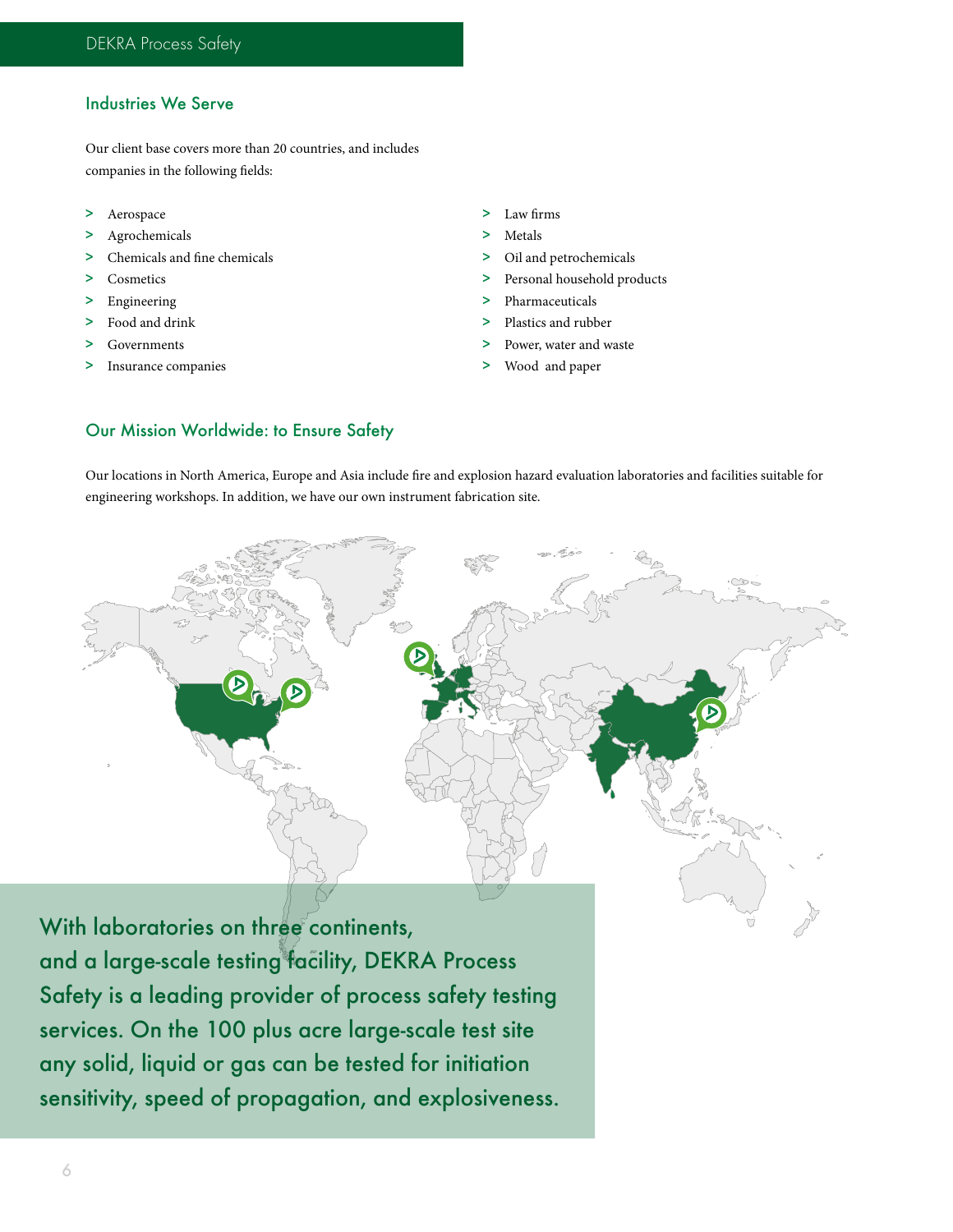## Industries We Serve

Our client base covers more than 20 countries, and includes companies in the following fields:

- Aerospace
- Agrochemicals
- Chemicals and fine chemicals
- Cosmetics
- Engineering
- Food and drink
- Governments
- Insurance companies
- Law firms
- Metals
- Oil and petrochemicals
- Personal household products
- Pharmaceuticals
- Plastics and rubber
- Power, water and waste
- Wood and paper

## Our Mission Worldwide: to Ensure Safety

Our locations in North America, Europe and Asia include fire and explosion hazard evaluation laboratories and facilities suitable for engineering workshops. In addition, we have our own instrument fabrication site.

With laboratories on three continents, and a large-scale testing facility, DEKRA Process Safety is a leading provider of process safety testing services. On the 100 plus acre large-scale test site any solid, liquid or gas can be tested for initiation sensitivity, speed of propagation, and explosiveness.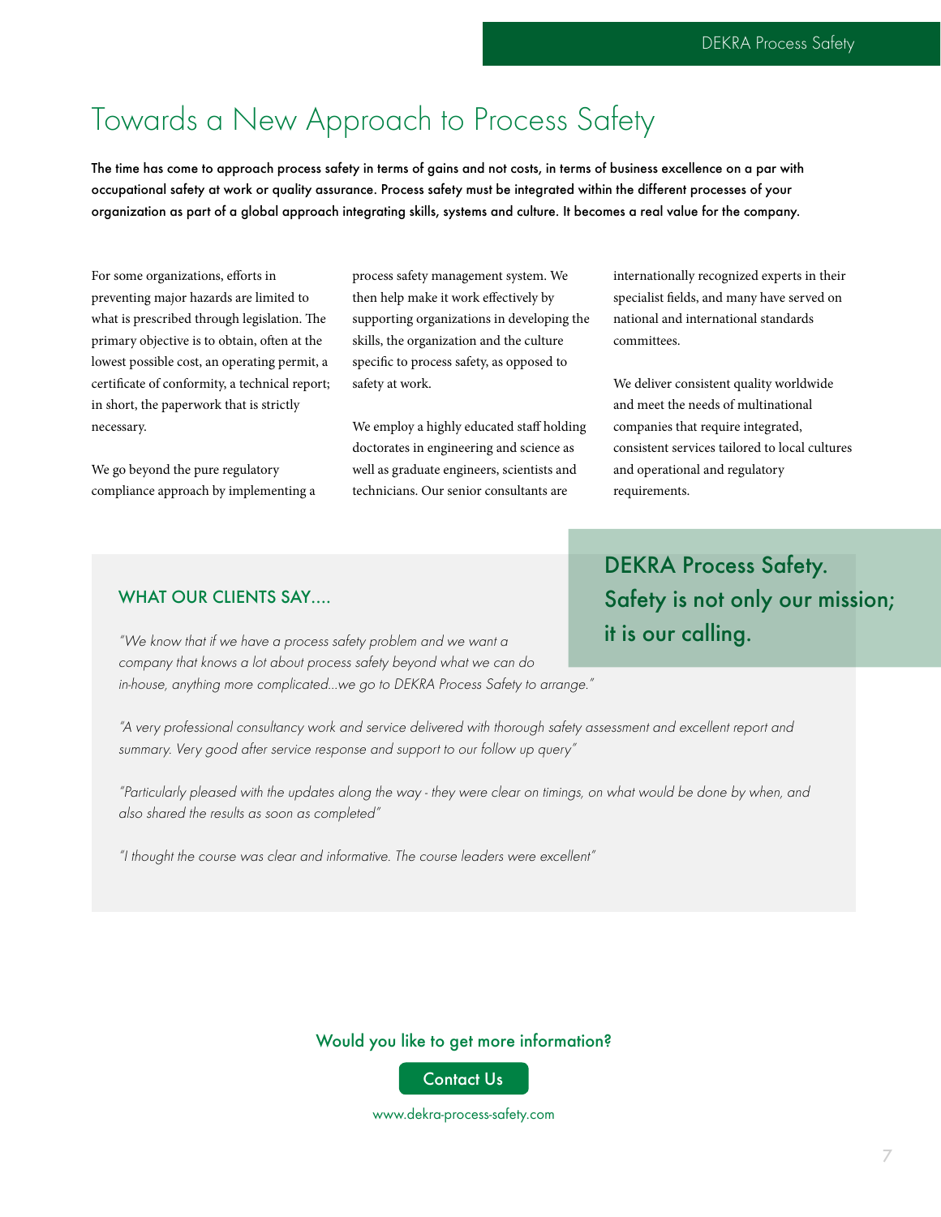# Towards a New Approach to Process Safety

**The time has come to approach process safety in terms of gains and not costs, in terms of business excellence on a par with occupational safety at work or quality assurance. Process safety must be integrated within the different processes of your organization as part of a global approach integrating skills, systems and culture. It becomes a real value for the company.**

For some organizations, efforts in preventing major hazards are limited to what is prescribed through legislation. The primary objective is to obtain, often at the lowest possible cost, an operating permit, a certificate of conformity, a technical report; in short, the paperwork that is strictly necessary.

We go beyond the pure regulatory compliance approach by implementing a process safety management system. We then help make it work effectively by supporting organizations in developing the skills, the organization and the culture specific to process safety, as opposed to safety at work.

We employ a highly educated staff holding doctorates in engineering and science as well as graduate engineers, scientists and technicians. Our senior consultants are internationally recognized experts in their specialist fields, and many have served on national and international standards committees.

We deliver consistent quality worldwide and meet the needs of multinational companies that require integrated, consistent services tailored to local cultures and operational and regulatory requirements.

**DEKRA Process Safety. Safety is not only our mission; it is our calling.**

## WHAT OUR CLIENTS SAY....

*"We know that if we have a process safety problem and we want a company that knows a lot about process safety beyond what we can do in-house, anything more complicated...we go to DEKRA Process Safety to arrange."*

*"A very professional consultancy work and service delivered with thorough safety assessment and excellent report and summary. Very good after service response and support to our follow up query"*

*"Particularly pleased with the updates along the way - they were clear on timings, on what would be done by when, and also shared the results as soon as completed"*

*"I thought the course was clear and informative. The course leaders were excellent"*

**Would you like to get more information?**

Contact Us

www.dekra-process-safety.com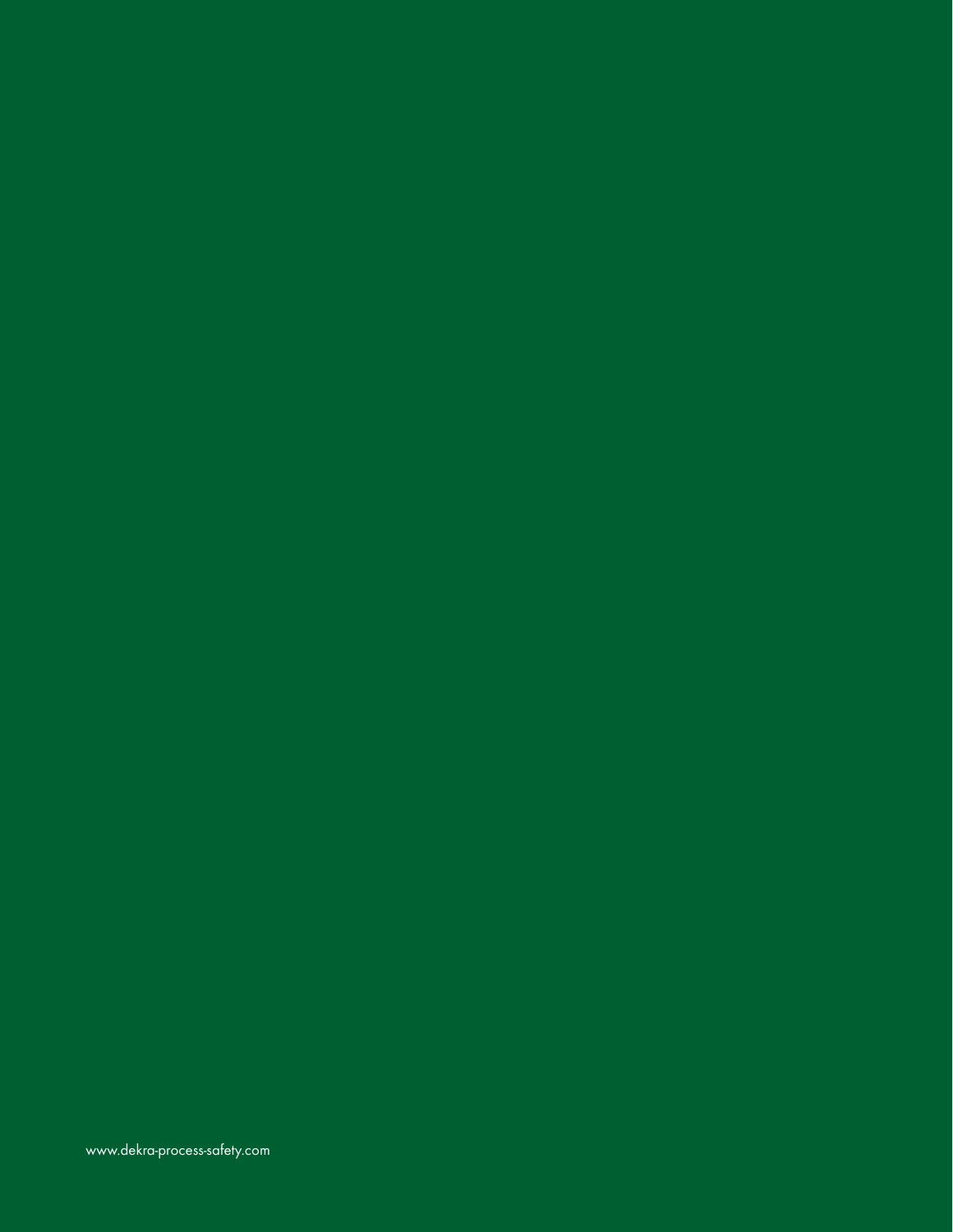www.dekra-process-safety.com